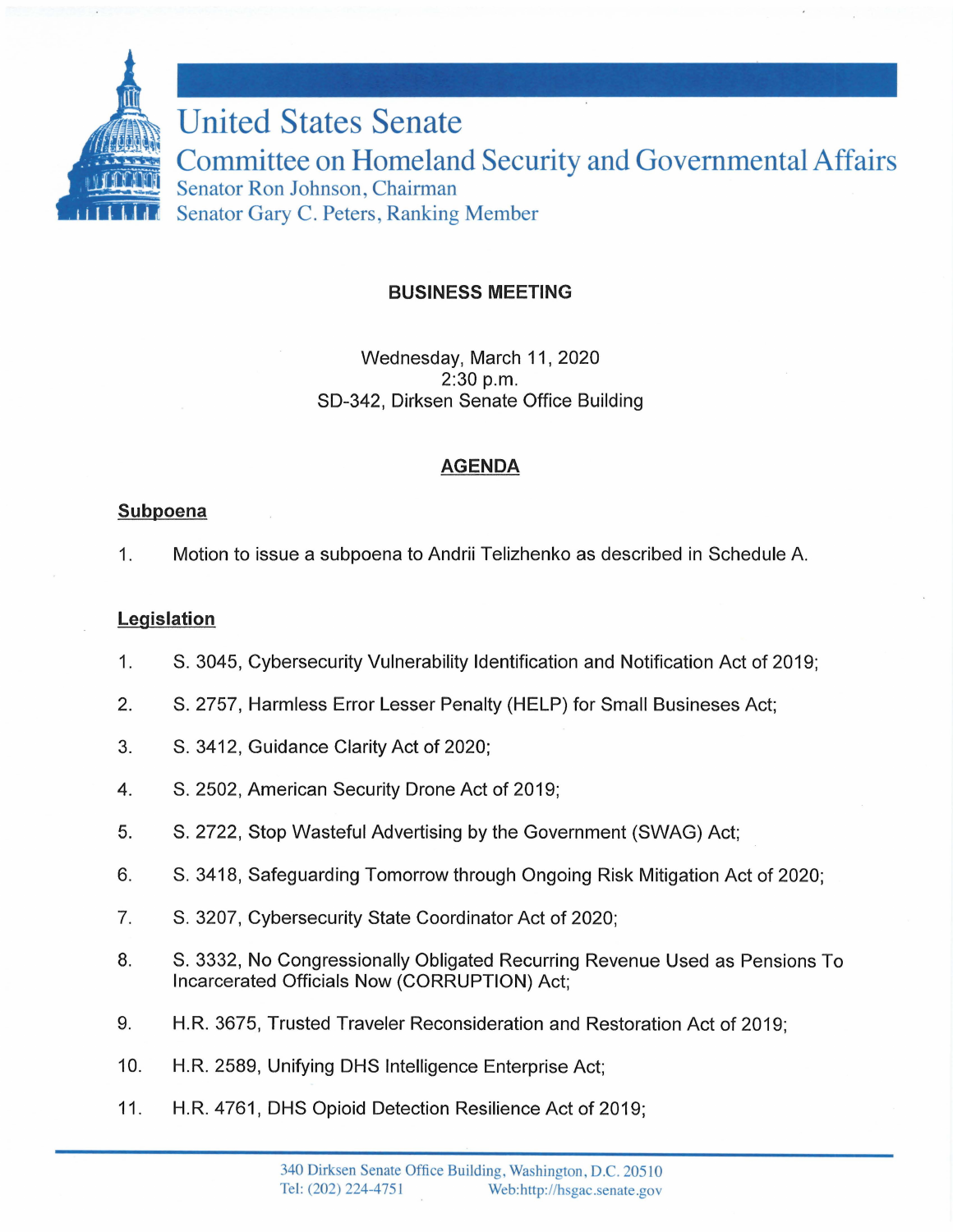# United States Senate

## Committee on Homeland Security and Governmental Affairs

Senator Ron Johnson, Chairman
Senator Gary C. Peters, Ranking Member

**BUSINESS MEETING**

Wednesday, March 11, 2020
2:30 p.m.
SD-342, Dirksen Senate Office Building

**AGENDA**

**Subpoena**

1. Motion to issue a subpoena to Andrii Telizhenko as described in Schedule A.

**Legislation**

1. S. 3045, Cybersecurity Vulnerability Identification and Notification Act of 2019;
2. S. 2757, Harmless Error Lesser Penalty (HELP) for Small Businesses Act;
3. S. 3412, Guidance Clarity Act of 2020;
4. S. 2502, American Security Drone Act of 2019;
5. S. 2722, Stop Wasteful Advertising by the Government (SWAG) Act;
6. S. 3418, Safeguarding Tomorrow through Ongoing Risk Mitigation Act of 2020;
7. S. 3207, Cybersecurity State Coordinator Act of 2020;
8. S. 3332, No Congressionally Obligated Recurring Revenue Used as Pensions To Incarcerated Officials Now (CORRUPTION) Act;
9. H.R. 3675, Trusted Traveler Reconsideration and Restoration Act of 2019;
10. H.R. 2589, Unifying DHS Intelligence Enterprise Act;
11. H.R. 4761, DHS Opioid Detection Resilience Act of 2019;

340 Dirksen Senate Office Building, Washington, D.C. 20510
Tel: (202) 224-4751 Web:http://hsgac.senate.gov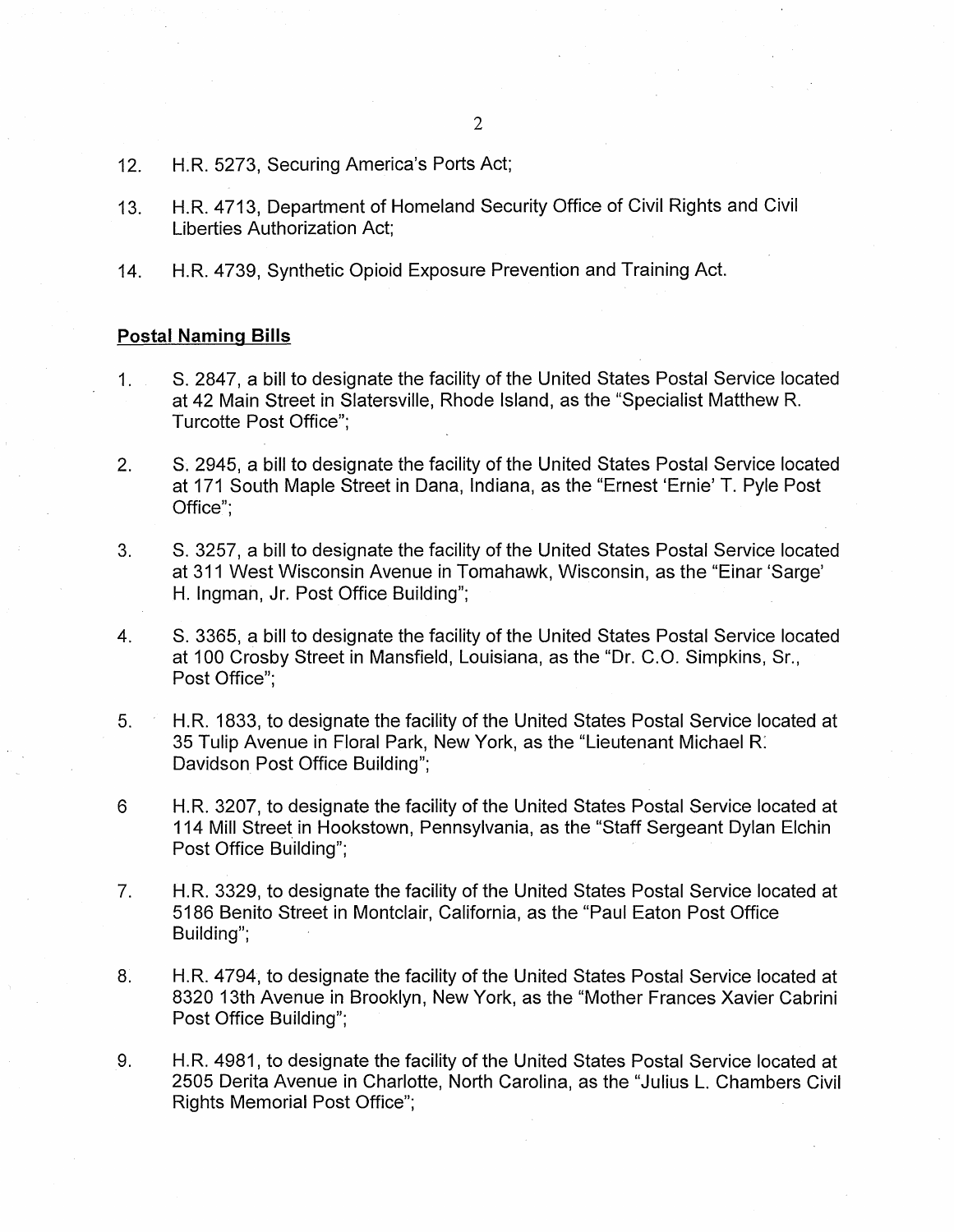12. H.R. 5273, Securing America's Ports Act;

13. H.R. 4713, Department of Homeland Security Office of Civil Rights and Civil Liberties Authorization Act;

14. H.R. 4739, Synthetic Opioid Exposure Prevention and Training Act.

**Postal Naming Bills**

1. S. 2847, a bill to designate the facility of the United States Postal Service located at 42 Main Street in Slatersville, Rhode Island, as the "Specialist Matthew R. Turcotte Post Office";

2. S. 2945, a bill to designate the facility of the United States Postal Service located at 171 South Maple Street in Dana, Indiana, as the "Ernest 'Ernie' T. Pyle Post Office";

3. S. 3257, a bill to designate the facility of the United States Postal Service located at 311 West Wisconsin Avenue in Tomahawk, Wisconsin, as the "Einar 'Sarge' H. Ingman, Jr. Post Office Building";

4. S. 3365, a bill to designate the facility of the United States Postal Service located at 100 Crosby Street in Mansfield, Louisiana, as the "Dr. C.O. Simpkins, Sr., Post Office";

5. H.R. 1833, to designate the facility of the United States Postal Service located at 35 Tulip Avenue in Floral Park, New York, as the "Lieutenant Michael R. Davidson Post Office Building";

6 H.R. 3207, to designate the facility of the United States Postal Service located at 114 Mill Street in Hookstown, Pennsylvania, as the "Staff Sergeant Dylan Elchin Post Office Building";

7. H.R. 3329, to designate the facility of the United States Postal Service located at 5186 Benito Street in Montclair, California, as the "Paul Eaton Post Office Building";

8. H.R. 4794, to designate the facility of the United States Postal Service located at 8320 13th Avenue in Brooklyn, New York, as the "Mother Frances Xavier Cabrini Post Office Building";

9. H.R. 4981, to designate the facility of the United States Postal Service located at 2505 Derita Avenue in Charlotte, North Carolina, as the "Julius L. Chambers Civil Rights Memorial Post Office";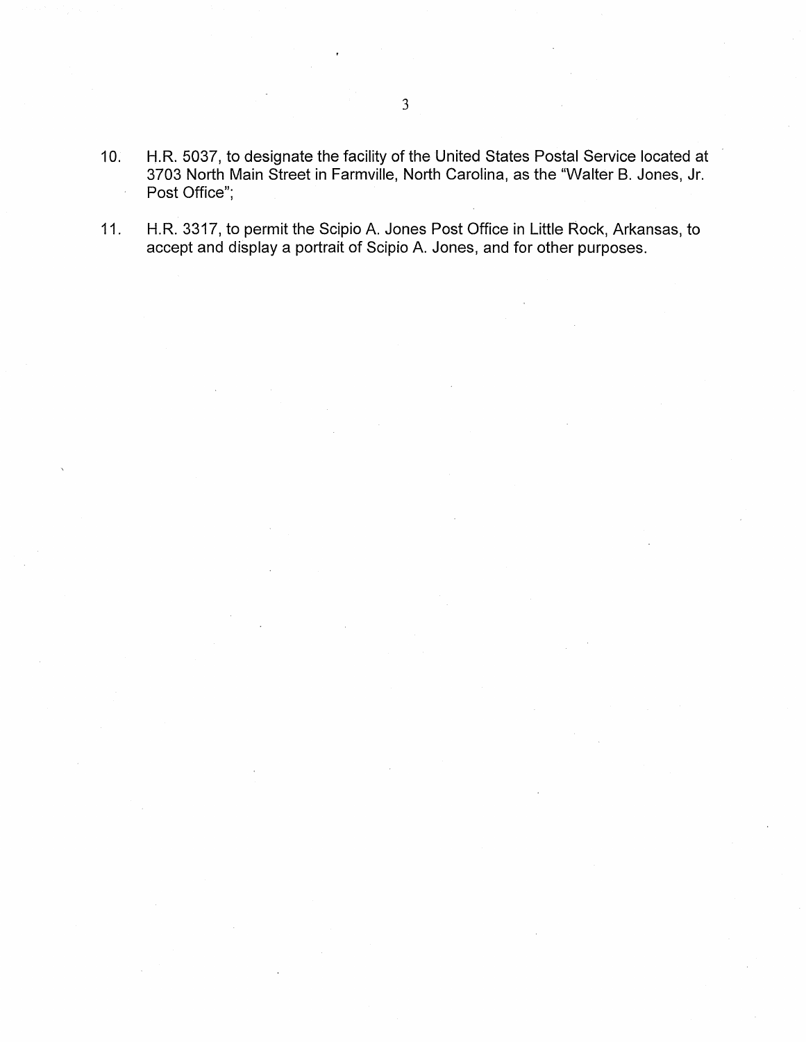10. H.R. 5037, to designate the facility of the United States Postal Service located at 3703 North Main Street in Farmville, North Carolina, as the "Walter B. Jones, Jr. Post Office";

11. H.R. 3317, to permit the Scipio A. Jones Post Office in Little Rock, Arkansas, to accept and display a portrait of Scipio A. Jones, and for other purposes.